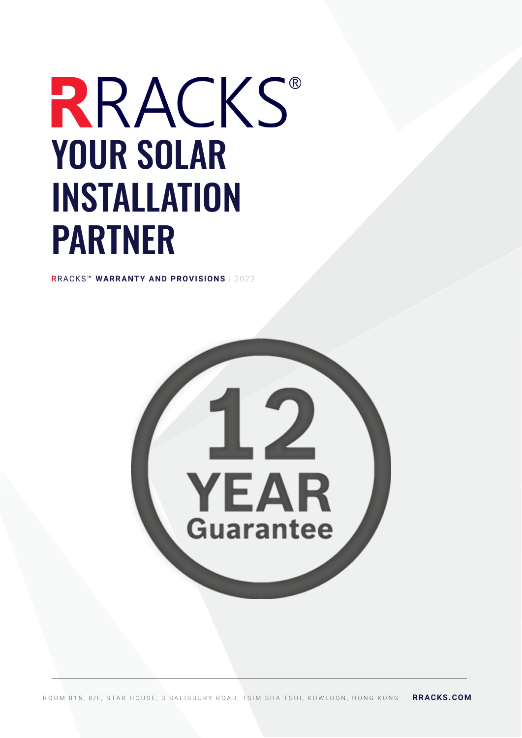# RRACKS®

# YOUR SOLAR INSTALLATION PARTNER

RRACKS™ **WARRANTY AND PROVISIONS** | 2022

12 YEAR Guarantee

ROOM 815, 8/F, STAR HOUSE, 3 SALISBURY ROAD, TSIM SHA TSUI, KOWLOON, HONG KONG **RRACKS.COM**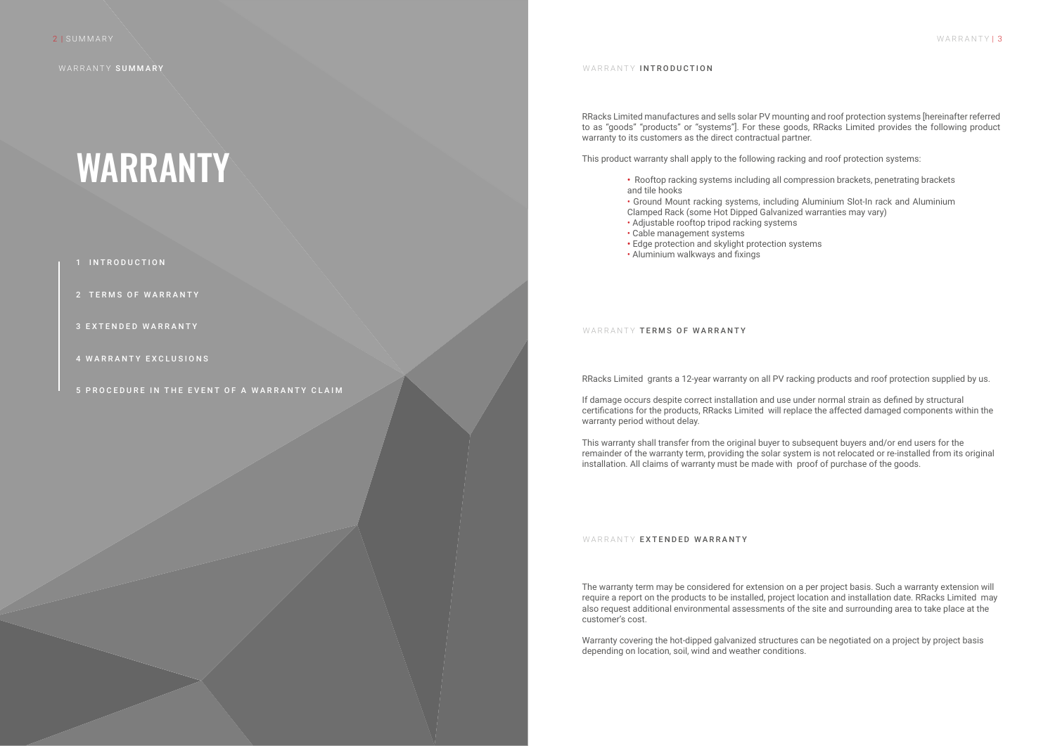## WARRANTY SUMMARY

# WARRANTY

1 INTRODUCTION

2 TERMS OF WARRANTY

3 EXTENDED WARRANTY

4 WARRANTY EXCLUSIONS

5 PROCEDURE IN THE EVENT OF A WARRANTY CLAIM

## WARRANTY INTRODUCTION

RRacks Limited manufactures and sells solar PV mounting and roof protection systems [hereinafter referred to as "goods" "products" or "systems"]. For these goods, RRacks Limited provides the following product warranty to its customers as the direct contractual partner.

This product warranty shall apply to the following racking and roof protection systems:

- Rooftop racking systems including all compression brackets, penetrating brackets and tile hooks
- Ground Mount racking systems, including Aluminium Slot-In rack and Aluminium Clamped Rack (some Hot Dipped Galvanized warranties may vary)
- Adjustable rooftop tripod racking systems
- Cable management systems
- Edge protection and skylight protection systems
- Aluminium walkways and fixings

## WARRANTY TERMS OF WARRANTY

RRacks Limited grants a 12-year warranty on all PV racking products and roof protection supplied by us.

If damage occurs despite correct installation and use under normal strain as defined by structural certifications for the products, RRacks Limited will replace the affected damaged components within the warranty period without delay.

This warranty shall transfer from the original buyer to subsequent buyers and/or end users for the remainder of the warranty term, providing the solar system is not relocated or re-installed from its original installation. All claims of warranty must be made with proof of purchase of the goods.

## WARRANTY EXTENDED WARRANTY

The warranty term may be considered for extension on a per project basis. Such a warranty extension will require a report on the products to be installed, project location and installation date. RRacks Limited may also request additional environmental assessments of the site and surrounding area to take place at the customer's cost.

Warranty covering the hot-dipped galvanized structures can be negotiated on a project by project basis depending on location, soil, wind and weather conditions.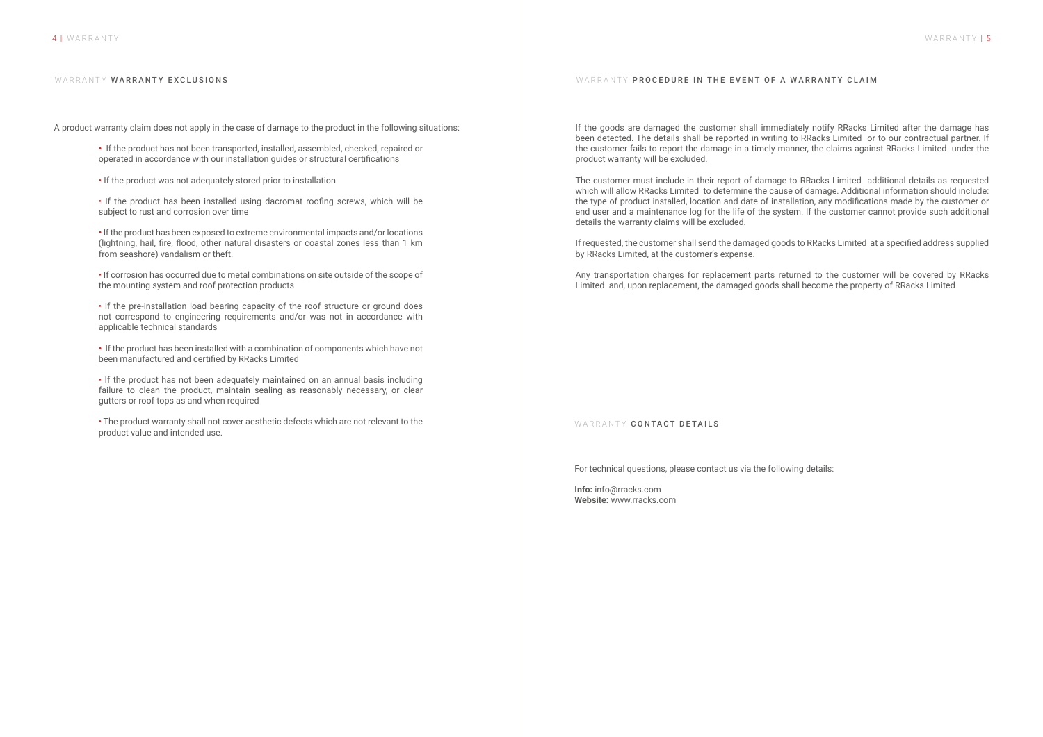## WARRANTY WARRANTY EXCLUSIONS

A product warranty claim does not apply in the case of damage to the product in the following situations:

- If the product has not been transported, installed, assembled, checked, repaired or operated in accordance with our installation guides or structural certifications
- If the product was not adequately stored prior to installation
- If the product has been installed using dacromat roofing screws, which will be subject to rust and corrosion over time
- If the product has been exposed to extreme environmental impacts and/or locations (lightning, hail, fire, flood, other natural disasters or coastal zones less than 1 km from seashore) vandalism or theft.
- If corrosion has occurred due to metal combinations on site outside of the scope of the mounting system and roof protection products
- If the pre-installation load bearing capacity of the roof structure or ground does not correspond to engineering requirements and/or was not in accordance with applicable technical standards
- If the product has been installed with a combination of components which have not been manufactured and certified by RRacks Limited
- If the product has not been adequately maintained on an annual basis including failure to clean the product, maintain sealing as reasonably necessary, or clear gutters or roof tops as and when required
- The product warranty shall not cover aesthetic defects which are not relevant to the product value and intended use.

## WARRANTY PROCEDURE IN THE EVENT OF A WARRANTY CLAIM

If the goods are damaged the customer shall immediately notify RRacks Limited after the damage has been detected. The details shall be reported in writing to RRacks Limited or to our contractual partner. If the customer fails to report the damage in a timely manner, the claims against RRacks Limited under the product warranty will be excluded.

The customer must include in their report of damage to RRacks Limited additional details as requested which will allow RRacks Limited to determine the cause of damage. Additional information should include: the type of product installed, location and date of installation, any modifications made by the customer or end user and a maintenance log for the life of the system. If the customer cannot provide such additional details the warranty claims will be excluded.

If requested, the customer shall send the damaged goods to RRacks Limited at a specified address supplied by RRacks Limited, at the customer's expense.

Any transportation charges for replacement parts returned to the customer will be covered by RRacks Limited and, upon replacement, the damaged goods shall become the property of RRacks Limited

## WARRANTY CONTACT DETAILS

For technical questions, please contact us via the following details:

**Info:** info@rracks.com
**Website:** www.rracks.com